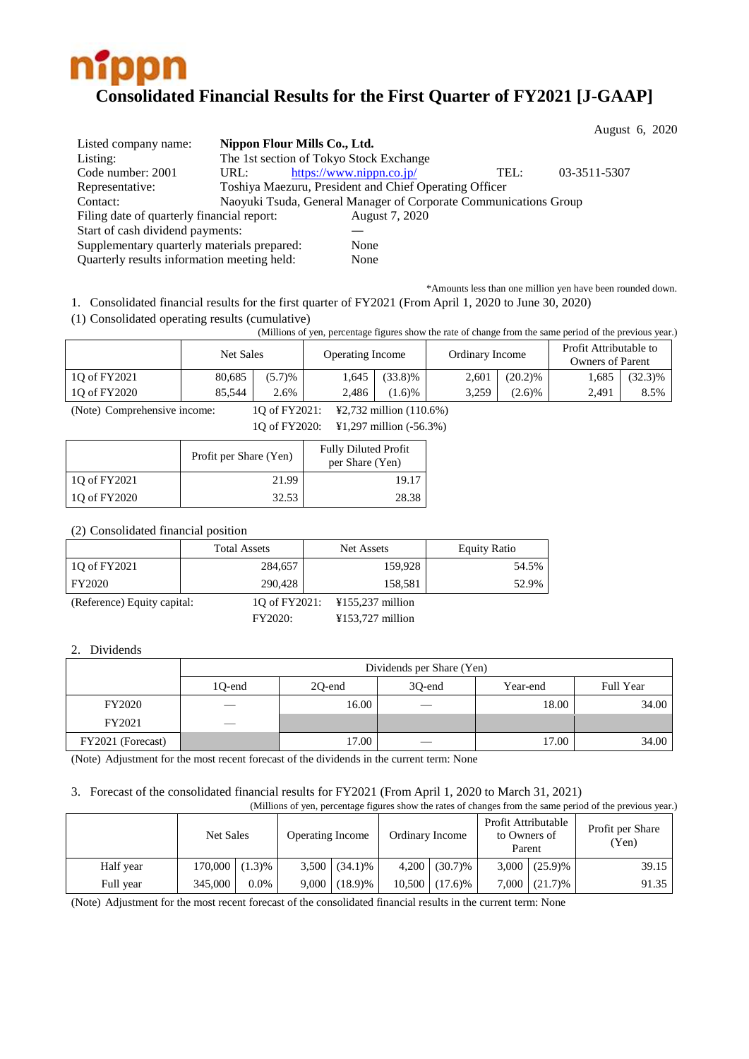nippn

# Consolidated Financial Results for the First Quarter of FY2021 [J-GAAP]

August 6, 2020

| | | | |
|---|---|---|---|
| Listed company name: | **Nippon Flour Mills Co., Ltd.** | | |
| Listing: | The 1st section of Tokyo Stock Exchange | | |
| Code number: 2001 | URL: https://www.nippn.co.jp/ | TEL: | 03-3511-5307 |
| Representative: | Toshiya Maezuru, President and Chief Operating Officer | | |
| Contact: | Naoyuki Tsuda, General Manager of Corporate Communications Group | | |
| Filing date of quarterly financial report: | August 7, 2020 | | |
| Start of cash dividend payments: | — | | |
| Supplementary quarterly materials prepared: | None | | |
| Quarterly results information meeting held: | None | | |

*Amounts less than one million yen have been rounded down.

1. Consolidated financial results for the first quarter of FY2021 (From April 1, 2020 to June 30, 2020)

(1) Consolidated operating results (cumulative)

(Millions of yen, percentage figures show the rate of change from the same period of the previous year.)

| | Net Sales | | Operating Income | | Ordinary Income | | Profit Attributable to Owners of Parent | |
|---|---|---|---|---|---|---|---|---|
| 1Q of FY2021 | 80,685 | (5.7)% | 1,645 | (33.8)% | 2,601 | (20.2)% | 1,685 | (32.3)% |
| 1Q of FY2020 | 85,544 | 2.6% | 2,486 | (1.6)% | 3,259 | (2.6)% | 2,491 | 8.5% |

(Note) Comprehensive income: 1Q of FY2021: ¥2,732 million (110.6%)
1Q of FY2020: ¥1,297 million (-56.3%)

| | Profit per Share (Yen) | Fully Diluted Profit per Share (Yen) |
|---|---|---|
| 1Q of FY2021 | 21.99 | 19.17 |
| 1Q of FY2020 | 32.53 | 28.38 |

(2) Consolidated financial position

| | Total Assets | Net Assets | Equity Ratio |
|---|---|---|---|
| 1Q of FY2021 | 284,657 | 159,928 | 54.5% |
| FY2020 | 290,428 | 158,581 | 52.9% |

(Reference) Equity capital: 1Q of FY2021: ¥155,237 million
FY2020: ¥153,727 million

2. Dividends

| | Dividends per Share (Yen) | | | | |
|---|---|---|---|---|---|
| | 1Q-end | 2Q-end | 3Q-end | Year-end | Full Year |
| FY2020 | — | 16.00 | — | 18.00 | 34.00 |
| FY2021 | — | | | | |
| FY2021 (Forecast) | | 17.00 | — | 17.00 | 34.00 |

(Note) Adjustment for the most recent forecast of the dividends in the current term: None

3. Forecast of the consolidated financial results for FY2021 (From April 1, 2020 to March 31, 2021)

(Millions of yen, percentage figures show the rates of changes from the same period of the previous year.)

| | Net Sales | | Operating Income | | Ordinary Income | | Profit Attributable to Owners of Parent | | Profit per Share (Yen) |
|---|---|---|---|---|---|---|---|---|---|
| Half year | 170,000 | (1.3)% | 3,500 | (34.1)% | 4,200 | (30.7)% | 3,000 | (25.9)% | 39.15 |
| Full year | 345,000 | 0.0% | 9,000 | (18.9)% | 10,500 | (17.6)% | 7,000 | (21.7)% | 91.35 |

(Note) Adjustment for the most recent forecast of the consolidated financial results in the current term: None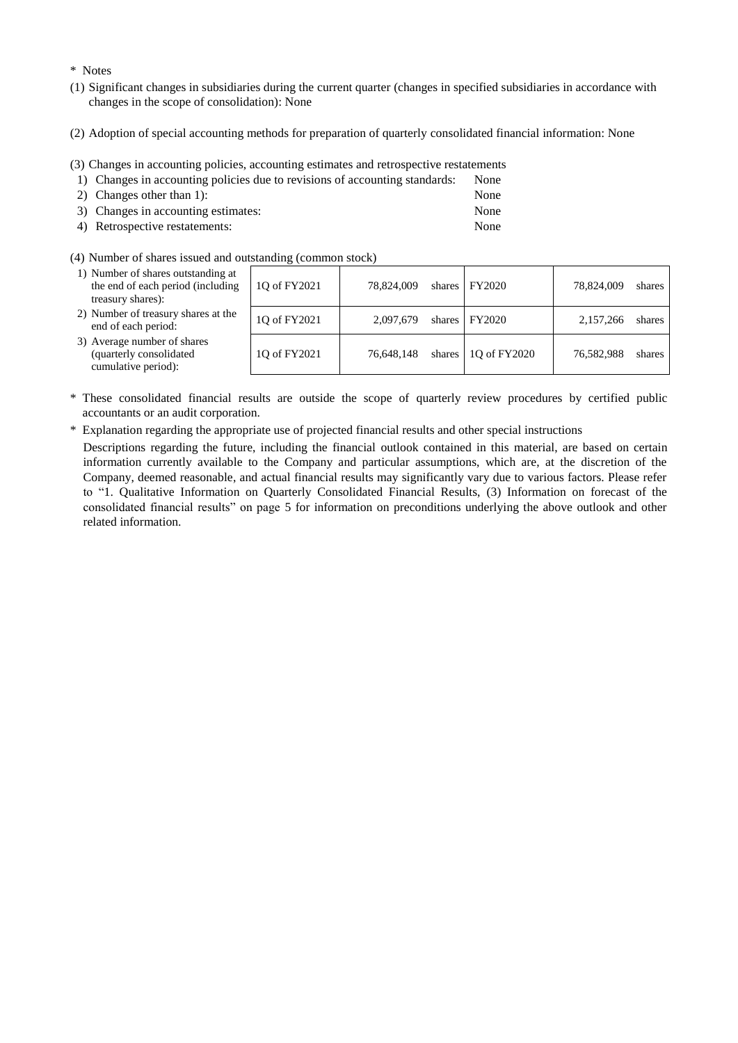\* Notes

(1) Significant changes in subsidiaries during the current quarter (changes in specified subsidiaries in accordance with changes in the scope of consolidation): None

(2) Adoption of special accounting methods for preparation of quarterly consolidated financial information: None

(3) Changes in accounting policies, accounting estimates and retrospective restatements

1) Changes in accounting policies due to revisions of accounting standards: None
2) Changes other than 1): None
3) Changes in accounting estimates: None
4) Retrospective restatements: None

(4) Number of shares issued and outstanding (common stock)

| | | | | |
|---|---|---|---|---|
| 1) Number of shares outstanding at the end of each period (including treasury shares): | 1Q of FY2021 | 78,824,009 shares | FY2020 | 78,824,009 shares |
| 2) Number of treasury shares at the end of each period: | 1Q of FY2021 | 2,097,679 shares | FY2020 | 2,157,266 shares |
| 3) Average number of shares (quarterly consolidated cumulative period): | 1Q of FY2021 | 76,648,148 shares | 1Q of FY2020 | 76,582,988 shares |

\* These consolidated financial results are outside the scope of quarterly review procedures by certified public accountants or an audit corporation.

\* Explanation regarding the appropriate use of projected financial results and other special instructions

Descriptions regarding the future, including the financial outlook contained in this material, are based on certain information currently available to the Company and particular assumptions, which are, at the discretion of the Company, deemed reasonable, and actual financial results may significantly vary due to various factors. Please refer to "1. Qualitative Information on Quarterly Consolidated Financial Results, (3) Information on forecast of the consolidated financial results" on page 5 for information on preconditions underlying the above outlook and other related information.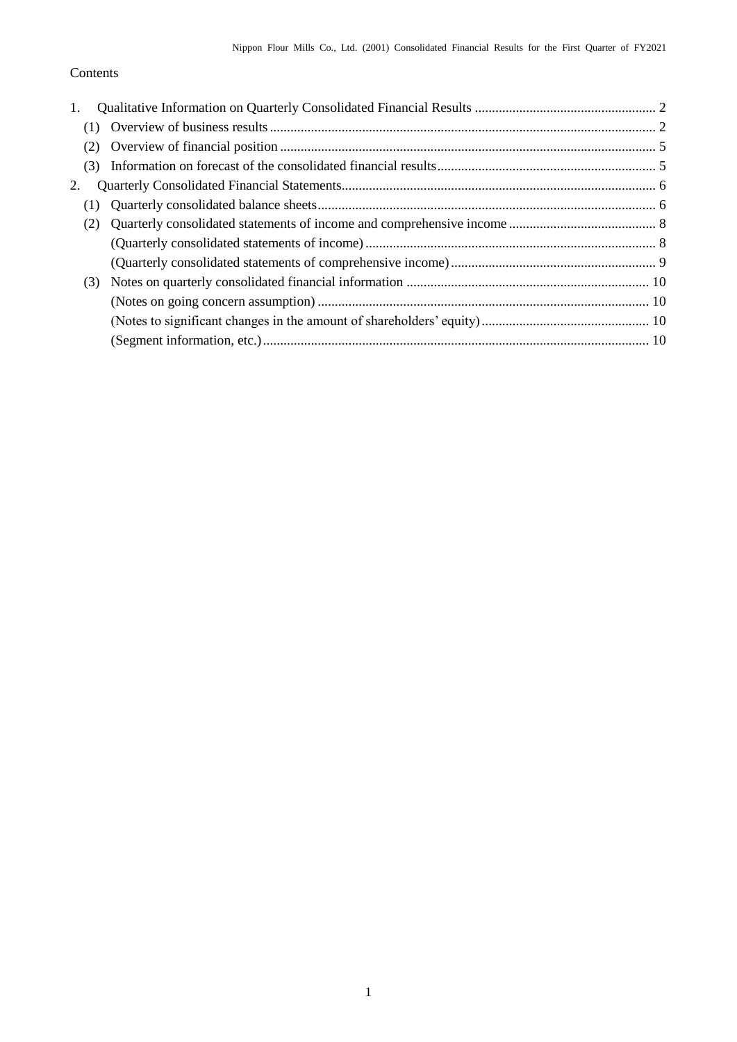Contents

1. Qualitative Information on Quarterly Consolidated Financial Results ..................................................... 2
   - (1) Overview of business results ................................................................................................ 2
   - (2) Overview of financial position ............................................................................................. 5
   - (3) Information on forecast of the consolidated financial results................................................................ 5
2. Quarterly Consolidated Financial Statements........................................................................................... 6
   - (1) Quarterly consolidated balance sheets.................................................................................. 6
   - (2) Quarterly consolidated statements of income and comprehensive income ........................................... 8
     - (Quarterly consolidated statements of income) .................................................................... 8
     - (Quarterly consolidated statements of comprehensive income) ............................................................ 9
   - (3) Notes on quarterly consolidated financial information ...................................................................... 10
     - (Notes on going concern assumption) ................................................................................ 10
     - (Notes to significant changes in the amount of shareholders' equity) ................................................ 10
     - (Segment information, etc.) ............................................................................................... 10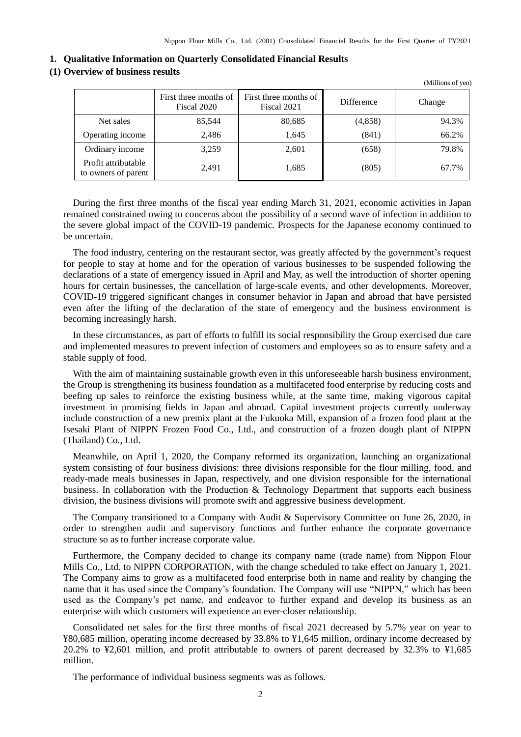# 1. Qualitative Information on Quarterly Consolidated Financial Results

## (1) Overview of business results

(Millions of yen)

| | First three months of Fiscal 2020 | First three months of Fiscal 2021 | Difference | Change |
|---|---|---|---|---|
| Net sales | 85,544 | 80,685 | (4,858) | 94.3% |
| Operating income | 2,486 | 1,645 | (841) | 66.2% |
| Ordinary income | 3,259 | 2,601 | (658) | 79.8% |
| Profit attributable to owners of parent | 2,491 | 1,685 | (805) | 67.7% |

During the first three months of the fiscal year ending March 31, 2021, economic activities in Japan remained constrained owing to concerns about the possibility of a second wave of infection in addition to the severe global impact of the COVID-19 pandemic. Prospects for the Japanese economy continued to be uncertain.

The food industry, centering on the restaurant sector, was greatly affected by the government's request for people to stay at home and for the operation of various businesses to be suspended following the declarations of a state of emergency issued in April and May, as well the introduction of shorter opening hours for certain businesses, the cancellation of large-scale events, and other developments. Moreover, COVID-19 triggered significant changes in consumer behavior in Japan and abroad that have persisted even after the lifting of the declaration of the state of emergency and the business environment is becoming increasingly harsh.

In these circumstances, as part of efforts to fulfill its social responsibility the Group exercised due care and implemented measures to prevent infection of customers and employees so as to ensure safety and a stable supply of food.

With the aim of maintaining sustainable growth even in this unforeseeable harsh business environment, the Group is strengthening its business foundation as a multifaceted food enterprise by reducing costs and beefing up sales to reinforce the existing business while, at the same time, making vigorous capital investment in promising fields in Japan and abroad. Capital investment projects currently underway include construction of a new premix plant at the Fukuoka Mill, expansion of a frozen food plant at the Isesaki Plant of NIPPN Frozen Food Co., Ltd., and construction of a frozen dough plant of NIPPN (Thailand) Co., Ltd.

Meanwhile, on April 1, 2020, the Company reformed its organization, launching an organizational system consisting of four business divisions: three divisions responsible for the flour milling, food, and ready-made meals businesses in Japan, respectively, and one division responsible for the international business. In collaboration with the Production & Technology Department that supports each business division, the business divisions will promote swift and aggressive business development.

The Company transitioned to a Company with Audit & Supervisory Committee on June 26, 2020, in order to strengthen audit and supervisory functions and further enhance the corporate governance structure so as to further increase corporate value.

Furthermore, the Company decided to change its company name (trade name) from Nippon Flour Mills Co., Ltd. to NIPPN CORPORATION, with the change scheduled to take effect on January 1, 2021. The Company aims to grow as a multifaceted food enterprise both in name and reality by changing the name that it has used since the Company's foundation. The Company will use "NIPPN," which has been used as the Company's pet name, and endeavor to further expand and develop its business as an enterprise with which customers will experience an ever-closer relationship.

Consolidated net sales for the first three months of fiscal 2021 decreased by 5.7% year on year to ¥80,685 million, operating income decreased by 33.8% to ¥1,645 million, ordinary income decreased by 20.2% to ¥2,601 million, and profit attributable to owners of parent decreased by 32.3% to ¥1,685 million.

The performance of individual business segments was as follows.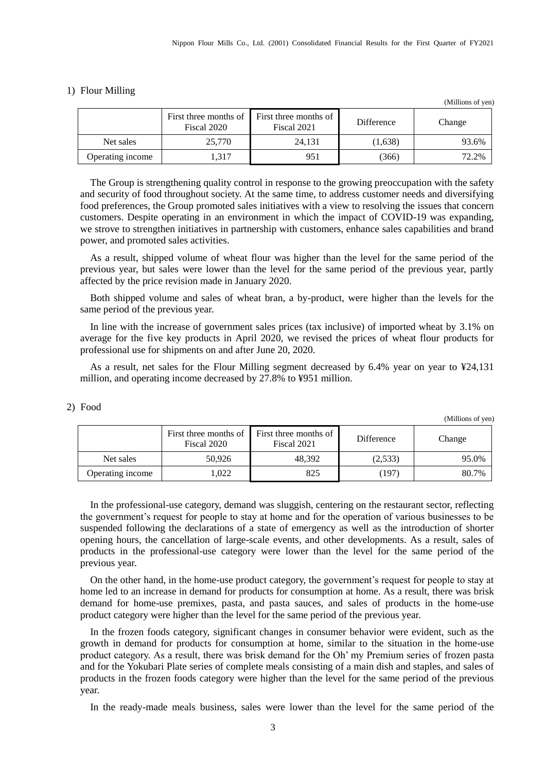1) Flour Milling

(Millions of yen)

| | First three months of Fiscal 2020 | First three months of Fiscal 2021 | Difference | Change |
|---|---|---|---|---|
| Net sales | 25,770 | 24,131 | (1,638) | 93.6% |
| Operating income | 1,317 | 951 | (366) | 72.2% |

The Group is strengthening quality control in response to the growing preoccupation with the safety and security of food throughout society. At the same time, to address customer needs and diversifying food preferences, the Group promoted sales initiatives with a view to resolving the issues that concern customers. Despite operating in an environment in which the impact of COVID-19 was expanding, we strove to strengthen initiatives in partnership with customers, enhance sales capabilities and brand power, and promoted sales activities.

As a result, shipped volume of wheat flour was higher than the level for the same period of the previous year, but sales were lower than the level for the same period of the previous year, partly affected by the price revision made in January 2020.

Both shipped volume and sales of wheat bran, a by-product, were higher than the levels for the same period of the previous year.

In line with the increase of government sales prices (tax inclusive) of imported wheat by 3.1% on average for the five key products in April 2020, we revised the prices of wheat flour products for professional use for shipments on and after June 20, 2020.

As a result, net sales for the Flour Milling segment decreased by 6.4% year on year to ¥24,131 million, and operating income decreased by 27.8% to ¥951 million.

2) Food

(Millions of yen)

| | First three months of Fiscal 2020 | First three months of Fiscal 2021 | Difference | Change |
|---|---|---|---|---|
| Net sales | 50,926 | 48,392 | (2,533) | 95.0% |
| Operating income | 1,022 | 825 | (197) | 80.7% |

In the professional-use category, demand was sluggish, centering on the restaurant sector, reflecting the government's request for people to stay at home and for the operation of various businesses to be suspended following the declarations of a state of emergency as well as the introduction of shorter opening hours, the cancellation of large-scale events, and other developments. As a result, sales of products in the professional-use category were lower than the level for the same period of the previous year.

On the other hand, in the home-use product category, the government's request for people to stay at home led to an increase in demand for products for consumption at home. As a result, there was brisk demand for home-use premixes, pasta, and pasta sauces, and sales of products in the home-use product category were higher than the level for the same period of the previous year.

In the frozen foods category, significant changes in consumer behavior were evident, such as the growth in demand for products for consumption at home, similar to the situation in the home-use product category. As a result, there was brisk demand for the Oh' my Premium series of frozen pasta and for the Yokubari Plate series of complete meals consisting of a main dish and staples, and sales of products in the frozen foods category were higher than the level for the same period of the previous year.

In the ready-made meals business, sales were lower than the level for the same period of the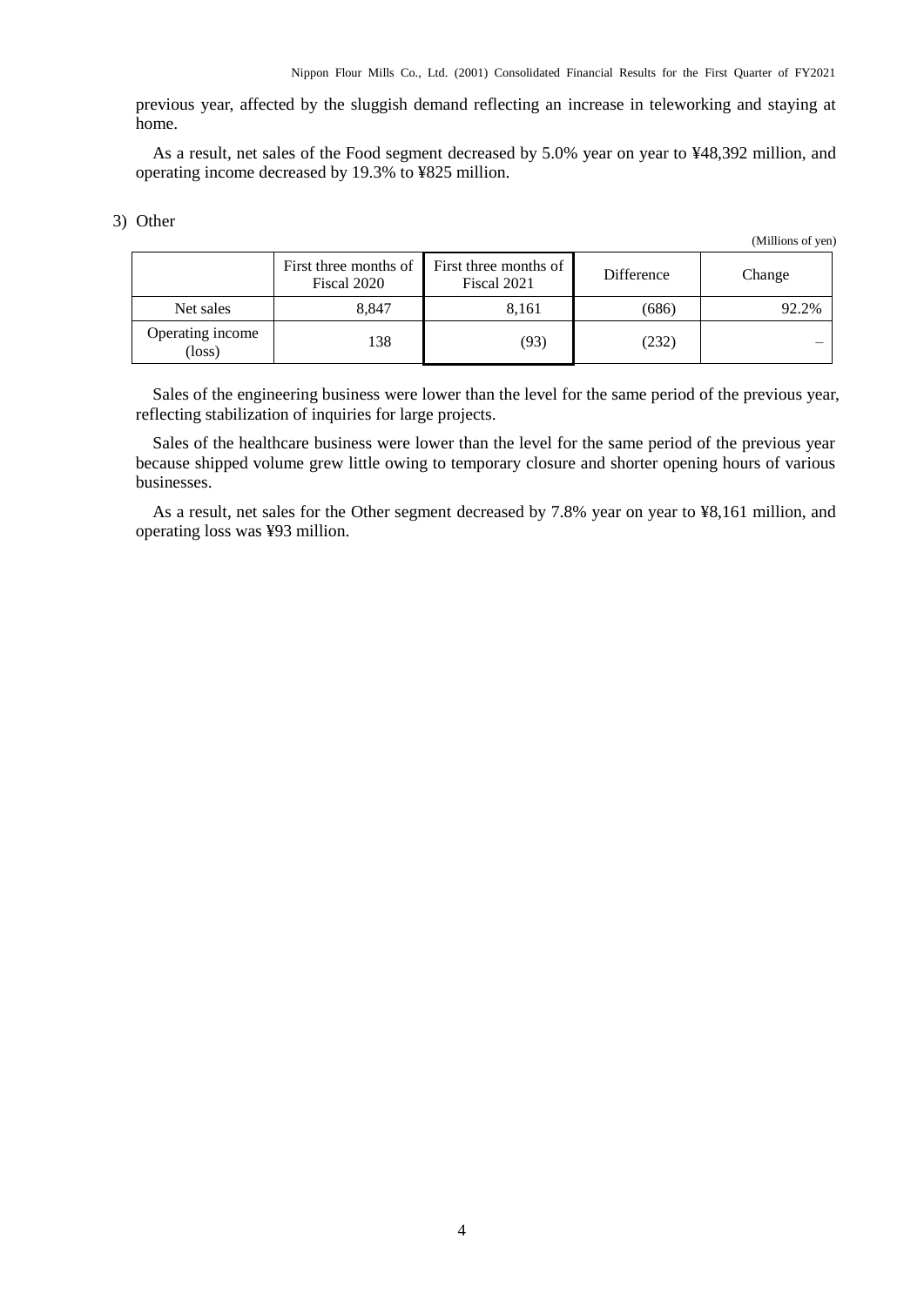previous year, affected by the sluggish demand reflecting an increase in teleworking and staying at home.

As a result, net sales of the Food segment decreased by 5.0% year on year to ¥48,392 million, and operating income decreased by 19.3% to ¥825 million.

3) Other

(Millions of yen)

| | First three months of Fiscal 2020 | First three months of Fiscal 2021 | Difference | Change |
|---|---|---|---|---|
| Net sales | 8,847 | 8,161 | (686) | 92.2% |
| Operating income (loss) | 138 | (93) | (232) | – |

Sales of the engineering business were lower than the level for the same period of the previous year, reflecting stabilization of inquiries for large projects.

Sales of the healthcare business were lower than the level for the same period of the previous year because shipped volume grew little owing to temporary closure and shorter opening hours of various businesses.

As a result, net sales for the Other segment decreased by 7.8% year on year to ¥8,161 million, and operating loss was ¥93 million.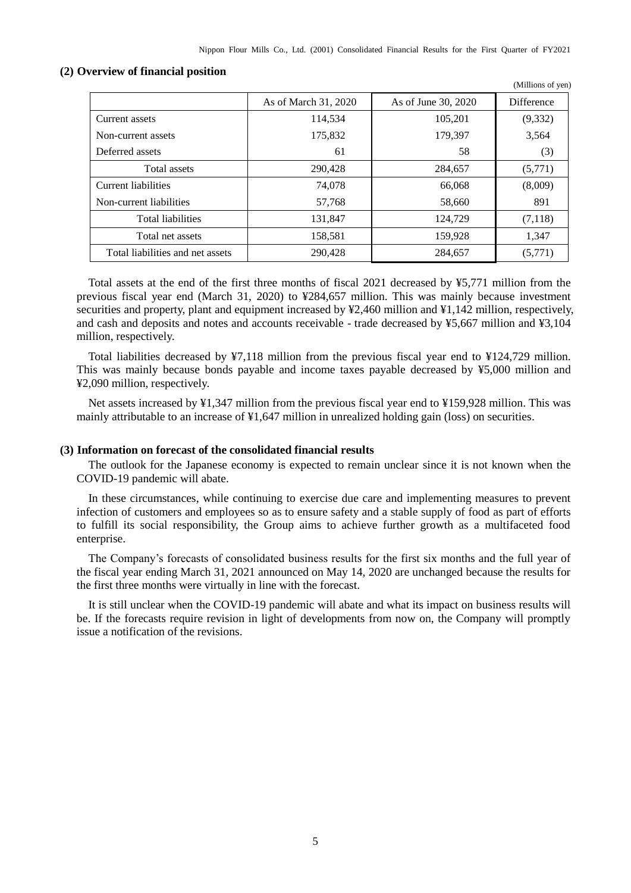### (2) Overview of financial position

(Millions of yen)

| | As of March 31, 2020 | As of June 30, 2020 | Difference |
|---|---|---|---|
| Current assets | 114,534 | 105,201 | (9,332) |
| Non-current assets | 175,832 | 179,397 | 3,564 |
| Deferred assets | 61 | 58 | (3) |
| Total assets | 290,428 | 284,657 | (5,771) |
| Current liabilities | 74,078 | 66,068 | (8,009) |
| Non-current liabilities | 57,768 | 58,660 | 891 |
| Total liabilities | 131,847 | 124,729 | (7,118) |
| Total net assets | 158,581 | 159,928 | 1,347 |
| Total liabilities and net assets | 290,428 | 284,657 | (5,771) |

Total assets at the end of the first three months of fiscal 2021 decreased by ¥5,771 million from the previous fiscal year end (March 31, 2020) to ¥284,657 million. This was mainly because investment securities and property, plant and equipment increased by ¥2,460 million and ¥1,142 million, respectively, and cash and deposits and notes and accounts receivable - trade decreased by ¥5,667 million and ¥3,104 million, respectively.

Total liabilities decreased by ¥7,118 million from the previous fiscal year end to ¥124,729 million. This was mainly because bonds payable and income taxes payable decreased by ¥5,000 million and ¥2,090 million, respectively.

Net assets increased by ¥1,347 million from the previous fiscal year end to ¥159,928 million. This was mainly attributable to an increase of ¥1,647 million in unrealized holding gain (loss) on securities.

### (3) Information on forecast of the consolidated financial results

The outlook for the Japanese economy is expected to remain unclear since it is not known when the COVID-19 pandemic will abate.

In these circumstances, while continuing to exercise due care and implementing measures to prevent infection of customers and employees so as to ensure safety and a stable supply of food as part of efforts to fulfill its social responsibility, the Group aims to achieve further growth as a multifaceted food enterprise.

The Company's forecasts of consolidated business results for the first six months and the full year of the fiscal year ending March 31, 2021 announced on May 14, 2020 are unchanged because the results for the first three months were virtually in line with the forecast.

It is still unclear when the COVID-19 pandemic will abate and what its impact on business results will be. If the forecasts require revision in light of developments from now on, the Company will promptly issue a notification of the revisions.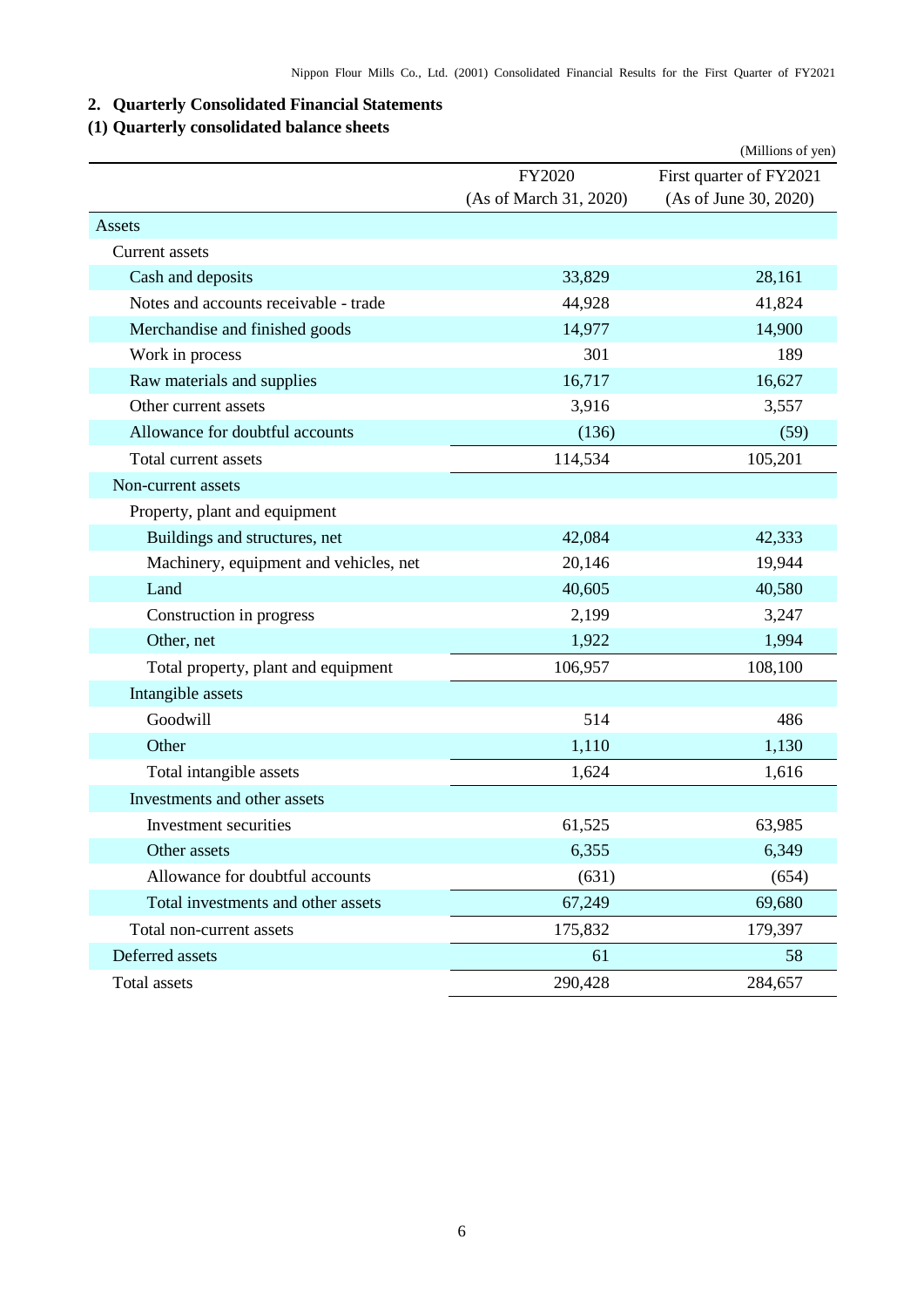## 2. Quarterly Consolidated Financial Statements

### (1) Quarterly consolidated balance sheets

(Millions of yen)

| | FY2020 (As of March 31, 2020) | First quarter of FY2021 (As of June 30, 2020) |
|---|---|---|
| Assets | | |
| Current assets | | |
| Cash and deposits | 33,829 | 28,161 |
| Notes and accounts receivable - trade | 44,928 | 41,824 |
| Merchandise and finished goods | 14,977 | 14,900 |
| Work in process | 301 | 189 |
| Raw materials and supplies | 16,717 | 16,627 |
| Other current assets | 3,916 | 3,557 |
| Allowance for doubtful accounts | (136) | (59) |
| Total current assets | 114,534 | 105,201 |
| Non-current assets | | |
| Property, plant and equipment | | |
| Buildings and structures, net | 42,084 | 42,333 |
| Machinery, equipment and vehicles, net | 20,146 | 19,944 |
| Land | 40,605 | 40,580 |
| Construction in progress | 2,199 | 3,247 |
| Other, net | 1,922 | 1,994 |
| Total property, plant and equipment | 106,957 | 108,100 |
| Intangible assets | | |
| Goodwill | 514 | 486 |
| Other | 1,110 | 1,130 |
| Total intangible assets | 1,624 | 1,616 |
| Investments and other assets | | |
| Investment securities | 61,525 | 63,985 |
| Other assets | 6,355 | 6,349 |
| Allowance for doubtful accounts | (631) | (654) |
| Total investments and other assets | 67,249 | 69,680 |
| Total non-current assets | 175,832 | 179,397 |
| Deferred assets | 61 | 58 |
| Total assets | 290,428 | 284,657 |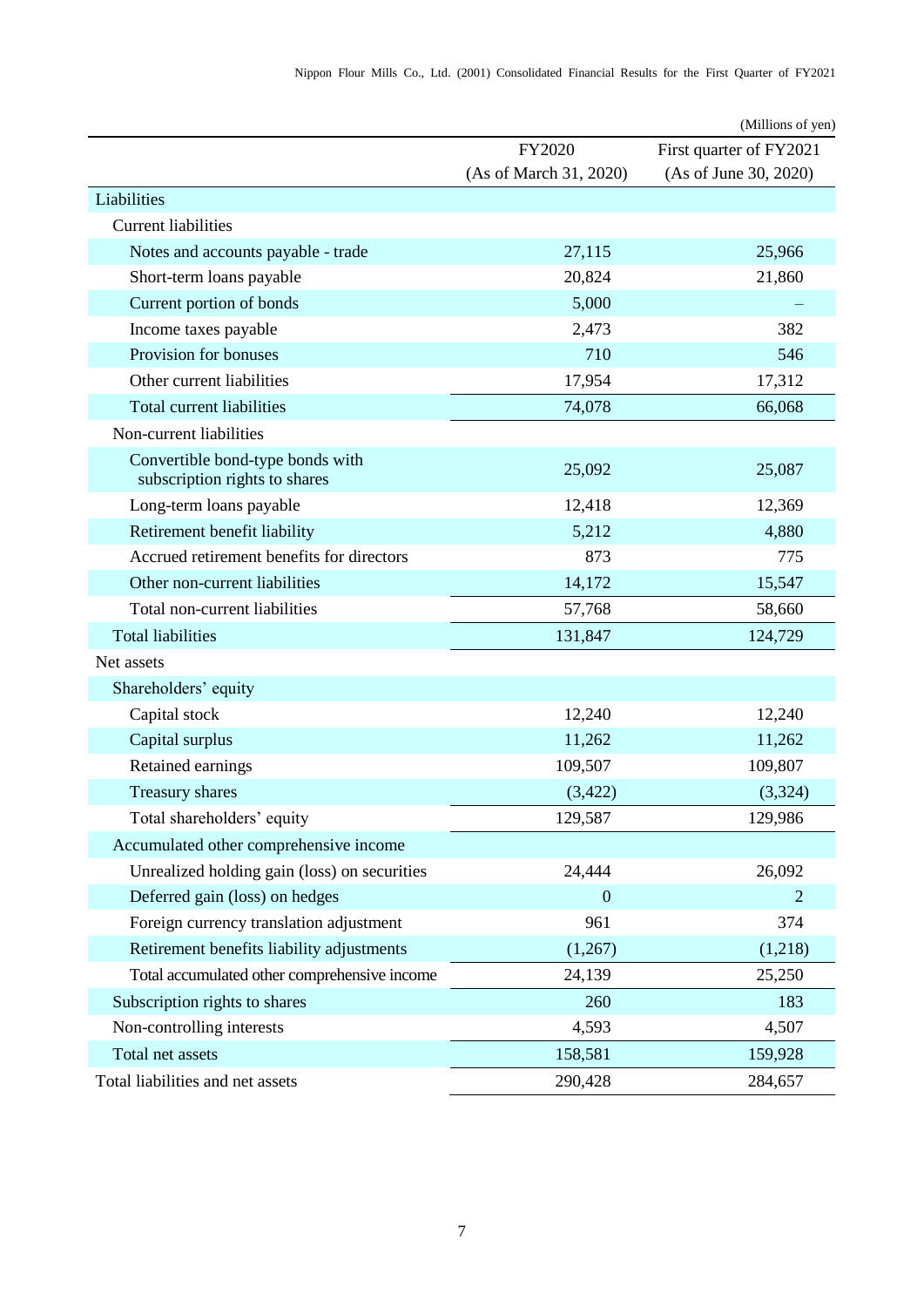(Millions of yen)

| | FY2020 (As of March 31, 2020) | First quarter of FY2021 (As of June 30, 2020) |
|---|---|---|
| Liabilities | | |
| Current liabilities | | |
| Notes and accounts payable - trade | 27,115 | 25,966 |
| Short-term loans payable | 20,824 | 21,860 |
| Current portion of bonds | 5,000 | – |
| Income taxes payable | 2,473 | 382 |
| Provision for bonuses | 710 | 546 |
| Other current liabilities | 17,954 | 17,312 |
| Total current liabilities | 74,078 | 66,068 |
| Non-current liabilities | | |
| Convertible bond-type bonds with subscription rights to shares | 25,092 | 25,087 |
| Long-term loans payable | 12,418 | 12,369 |
| Retirement benefit liability | 5,212 | 4,880 |
| Accrued retirement benefits for directors | 873 | 775 |
| Other non-current liabilities | 14,172 | 15,547 |
| Total non-current liabilities | 57,768 | 58,660 |
| Total liabilities | 131,847 | 124,729 |
| Net assets | | |
| Shareholders' equity | | |
| Capital stock | 12,240 | 12,240 |
| Capital surplus | 11,262 | 11,262 |
| Retained earnings | 109,507 | 109,807 |
| Treasury shares | (3,422) | (3,324) |
| Total shareholders' equity | 129,587 | 129,986 |
| Accumulated other comprehensive income | | |
| Unrealized holding gain (loss) on securities | 24,444 | 26,092 |
| Deferred gain (loss) on hedges | 0 | 2 |
| Foreign currency translation adjustment | 961 | 374 |
| Retirement benefits liability adjustments | (1,267) | (1,218) |
| Total accumulated other comprehensive income | 24,139 | 25,250 |
| Subscription rights to shares | 260 | 183 |
| Non-controlling interests | 4,593 | 4,507 |
| Total net assets | 158,581 | 159,928 |
| Total liabilities and net assets | 290,428 | 284,657 |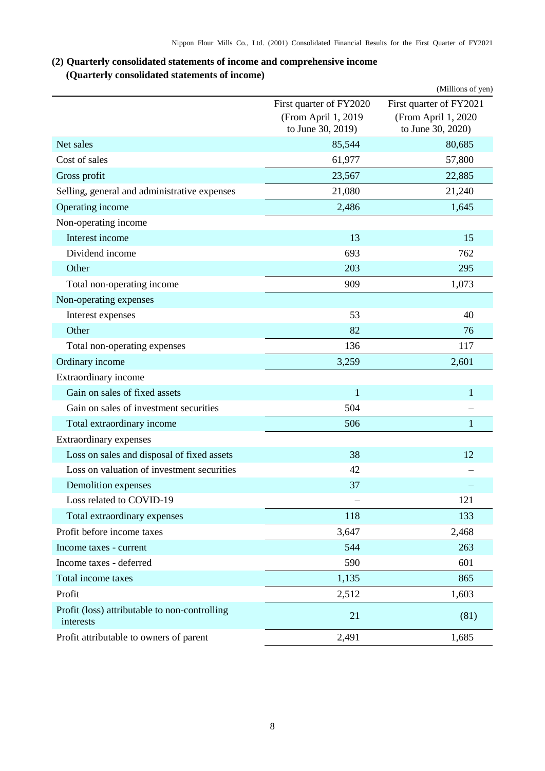### (2) Quarterly consolidated statements of income and comprehensive income

#### (Quarterly consolidated statements of income)

(Millions of yen)

| | First quarter of FY2020 (From April 1, 2019 to June 30, 2019) | First quarter of FY2021 (From April 1, 2020 to June 30, 2020) |
|---|---|---|
| Net sales | 85,544 | 80,685 |
| Cost of sales | 61,977 | 57,800 |
| Gross profit | 23,567 | 22,885 |
| Selling, general and administrative expenses | 21,080 | 21,240 |
| Operating income | 2,486 | 1,645 |
| Non-operating income | | |
| Interest income | 13 | 15 |
| Dividend income | 693 | 762 |
| Other | 203 | 295 |
| Total non-operating income | 909 | 1,073 |
| Non-operating expenses | | |
| Interest expenses | 53 | 40 |
| Other | 82 | 76 |
| Total non-operating expenses | 136 | 117 |
| Ordinary income | 3,259 | 2,601 |
| Extraordinary income | | |
| Gain on sales of fixed assets | 1 | 1 |
| Gain on sales of investment securities | 504 | – |
| Total extraordinary income | 506 | 1 |
| Extraordinary expenses | | |
| Loss on sales and disposal of fixed assets | 38 | 12 |
| Loss on valuation of investment securities | 42 | – |
| Demolition expenses | 37 | – |
| Loss related to COVID-19 | – | 121 |
| Total extraordinary expenses | 118 | 133 |
| Profit before income taxes | 3,647 | 2,468 |
| Income taxes - current | 544 | 263 |
| Income taxes - deferred | 590 | 601 |
| Total income taxes | 1,135 | 865 |
| Profit | 2,512 | 1,603 |
| Profit (loss) attributable to non-controlling interests | 21 | (81) |
| Profit attributable to owners of parent | 2,491 | 1,685 |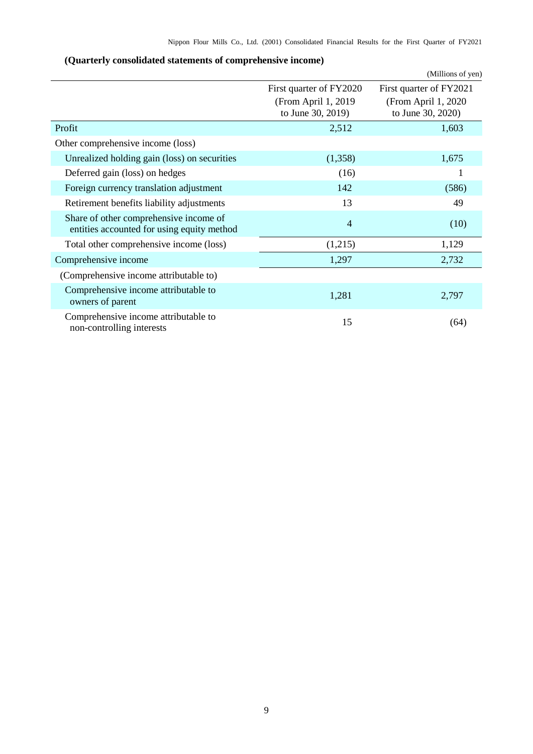**(Quarterly consolidated statements of comprehensive income)**

(Millions of yen)

| | First quarter of FY2020 (From April 1, 2019 to June 30, 2019) | First quarter of FY2021 (From April 1, 2020 to June 30, 2020) |
|---|---|---|
| Profit | 2,512 | 1,603 |
| Other comprehensive income (loss) | | |
| Unrealized holding gain (loss) on securities | (1,358) | 1,675 |
| Deferred gain (loss) on hedges | (16) | 1 |
| Foreign currency translation adjustment | 142 | (586) |
| Retirement benefits liability adjustments | 13 | 49 |
| Share of other comprehensive income of entities accounted for using equity method | 4 | (10) |
| Total other comprehensive income (loss) | (1,215) | 1,129 |
| Comprehensive income | 1,297 | 2,732 |
| (Comprehensive income attributable to) | | |
| Comprehensive income attributable to owners of parent | 1,281 | 2,797 |
| Comprehensive income attributable to non-controlling interests | 15 | (64) |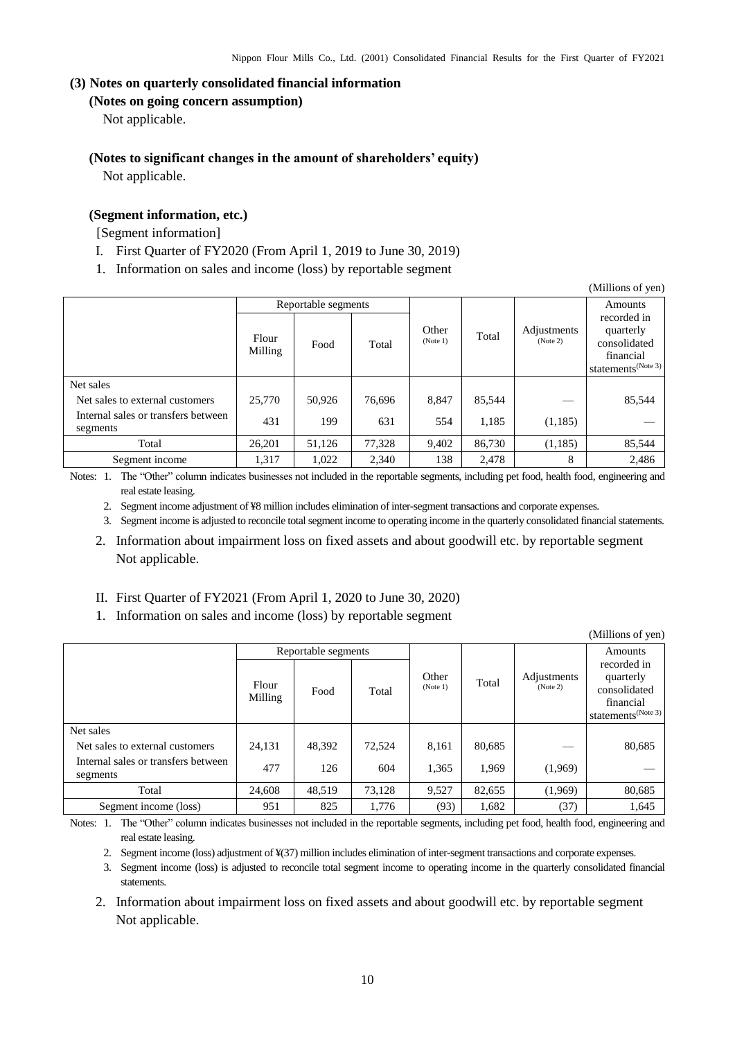### (3) Notes on quarterly consolidated financial information

**(Notes on going concern assumption)**

Not applicable.

**(Notes to significant changes in the amount of shareholders' equity)**

Not applicable.

**(Segment information, etc.)**

[Segment information]

I. First Quarter of FY2020 (From April 1, 2019 to June 30, 2019)

1. Information on sales and income (loss) by reportable segment

(Millions of yen)

| | Reportable segments | | | Other (Note 1) | Total | Adjustments (Note 2) | Amounts recorded in quarterly consolidated financial statements (Note 3) |
|---|---|---|---|---|---|---|---|
| | Flour Milling | Food | Total | | | | |
| Net sales | | | | | | | |
| Net sales to external customers | 25,770 | 50,926 | 76,696 | 8,847 | 85,544 | — | 85,544 |
| Internal sales or transfers between segments | 431 | 199 | 631 | 554 | 1,185 | (1,185) | — |
| Total | 26,201 | 51,126 | 77,328 | 9,402 | 86,730 | (1,185) | 85,544 |
| Segment income | 1,317 | 1,022 | 2,340 | 138 | 2,478 | 8 | 2,486 |

Notes: 1. The "Other" column indicates businesses not included in the reportable segments, including pet food, health food, engineering and real estate leasing.

2. Segment income adjustment of ¥8 million includes elimination of inter-segment transactions and corporate expenses.

3. Segment income is adjusted to reconcile total segment income to operating income in the quarterly consolidated financial statements.

2. Information about impairment loss on fixed assets and about goodwill etc. by reportable segment
Not applicable.

II. First Quarter of FY2021 (From April 1, 2020 to June 30, 2020)

1. Information on sales and income (loss) by reportable segment

(Millions of yen)

| | Reportable segments | | | Other (Note 1) | Total | Adjustments (Note 2) | Amounts recorded in quarterly consolidated financial statements (Note 3) |
|---|---|---|---|---|---|---|---|
| | Flour Milling | Food | Total | | | | |
| Net sales | | | | | | | |
| Net sales to external customers | 24,131 | 48,392 | 72,524 | 8,161 | 80,685 | — | 80,685 |
| Internal sales or transfers between segments | 477 | 126 | 604 | 1,365 | 1,969 | (1,969) | — |
| Total | 24,608 | 48,519 | 73,128 | 9,527 | 82,655 | (1,969) | 80,685 |
| Segment income (loss) | 951 | 825 | 1,776 | (93) | 1,682 | (37) | 1,645 |

Notes: 1. The "Other" column indicates businesses not included in the reportable segments, including pet food, health food, engineering and real estate leasing.

2. Segment income (loss) adjustment of ¥(37) million includes elimination of inter-segment transactions and corporate expenses.

3. Segment income (loss) is adjusted to reconcile total segment income to operating income in the quarterly consolidated financial statements.

2. Information about impairment loss on fixed assets and about goodwill etc. by reportable segment
Not applicable.